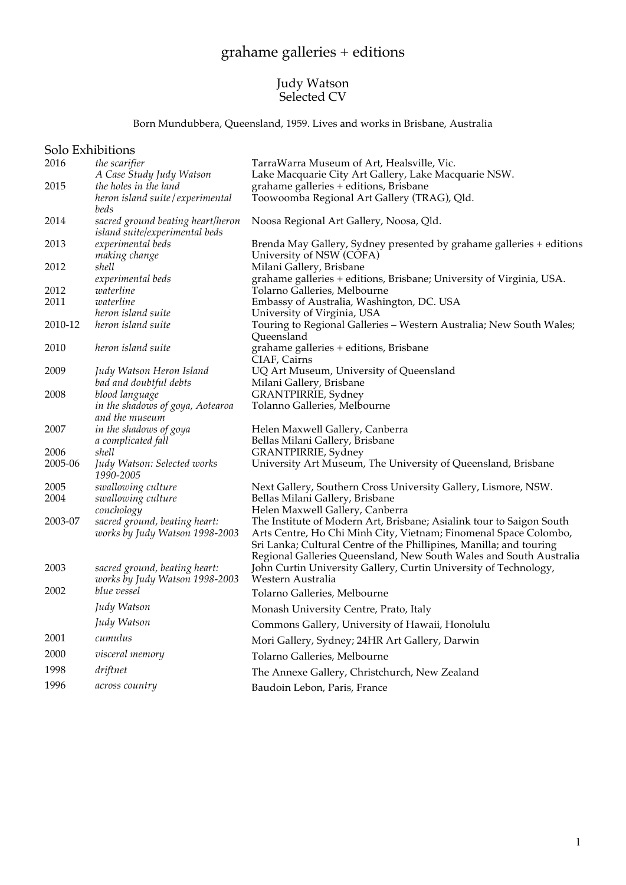# grahame galleries + editions

## Judy Watson
## Selected CV

Born Mundubbera, Queensland, 1959. Lives and works in Brisbane, Australia

### Solo Exhibitions

| | | |
|---|---|---|
| 2016 | *the scarifier* | TarraWarra Museum of Art, Healsville, Vic. |
| | *A Case Study Judy Watson* | Lake Macquarie City Art Gallery, Lake Macquarie NSW. |
| 2015 | *the holes in the land* | grahame galleries + editions, Brisbane |
| | *heron island suite/experimental beds* | Toowoomba Regional Art Gallery (TRAG), Qld. |
| 2014 | *sacred ground beating heart/heron island suite/experimental beds* | Noosa Regional Art Gallery, Noosa, Qld. |
| 2013 | *experimental beds* | Brenda May Gallery, Sydney presented by grahame galleries + editions |
| | *making change* | University of NSW (COFA) |
| 2012 | *shell* | Milani Gallery, Brisbane |
| | *experimental beds* | grahame galleries + editions, Brisbane; University of Virginia, USA. |
| 2012 | *waterline* | Tolarno Galleries, Melbourne |
| 2011 | *waterline* | Embassy of Australia, Washington, DC. USA |
| | *heron island suite* | University of Virginia, USA |
| 2010-12 | *heron island suite* | Touring to Regional Galleries – Western Australia; New South Wales; Queensland |
| 2010 | *heron island suite* | grahame galleries + editions, Brisbane<br>CIAF, Cairns |
| 2009 | *Judy Watson Heron Island* | UQ Art Museum, University of Queensland |
| | *bad and doubtful debts* | Milani Gallery, Brisbane |
| 2008 | *blood language* | GRANTPIRRIE, Sydney |
| | *in the shadows of goya, Aotearoa and the museum* | Tolanno Galleries, Melbourne |
| 2007 | *in the shadows of goya* | Helen Maxwell Gallery, Canberra |
| | *a complicated fall* | Bellas Milani Gallery, Brisbane |
| 2006 | *shell* | GRANTPIRRIE, Sydney |
| 2005-06 | *Judy Watson: Selected works 1990-2005* | University Art Museum, The University of Queensland, Brisbane |
| 2005 | *swallowing culture* | Next Gallery, Southern Cross University Gallery, Lismore, NSW. |
| 2004 | *swallowing culture* | Bellas Milani Gallery, Brisbane |
| | *conchology* | Helen Maxwell Gallery, Canberra |
| 2003-07 | *sacred ground, beating heart: works by Judy Watson 1998-2003* | The Institute of Modern Art, Brisbane; Asialink tour to Saigon South Arts Centre, Ho Chi Minh City, Vietnam; Finomenal Space Colombo, Sri Lanka; Cultural Centre of the Phillipines, Manilla; and touring Regional Galleries Queensland, New South Wales and South Australia |
| 2003 | *sacred ground, beating heart: works by Judy Watson 1998-2003* | John Curtin University Gallery, Curtin University of Technology, Western Australia |
| 2002 | *blue vessel* | Tolarno Galleries, Melbourne |
| | *Judy Watson* | Monash University Centre, Prato, Italy |
| | *Judy Watson* | Commons Gallery, University of Hawaii, Honolulu |
| 2001 | *cumulus* | Mori Gallery, Sydney; 24HR Art Gallery, Darwin |
| 2000 | *visceral memory* | Tolarno Galleries, Melbourne |
| 1998 | *driftnet* | The Annexe Gallery, Christchurch, New Zealand |
| 1996 | *across country* | Baudoin Lebon, Paris, France |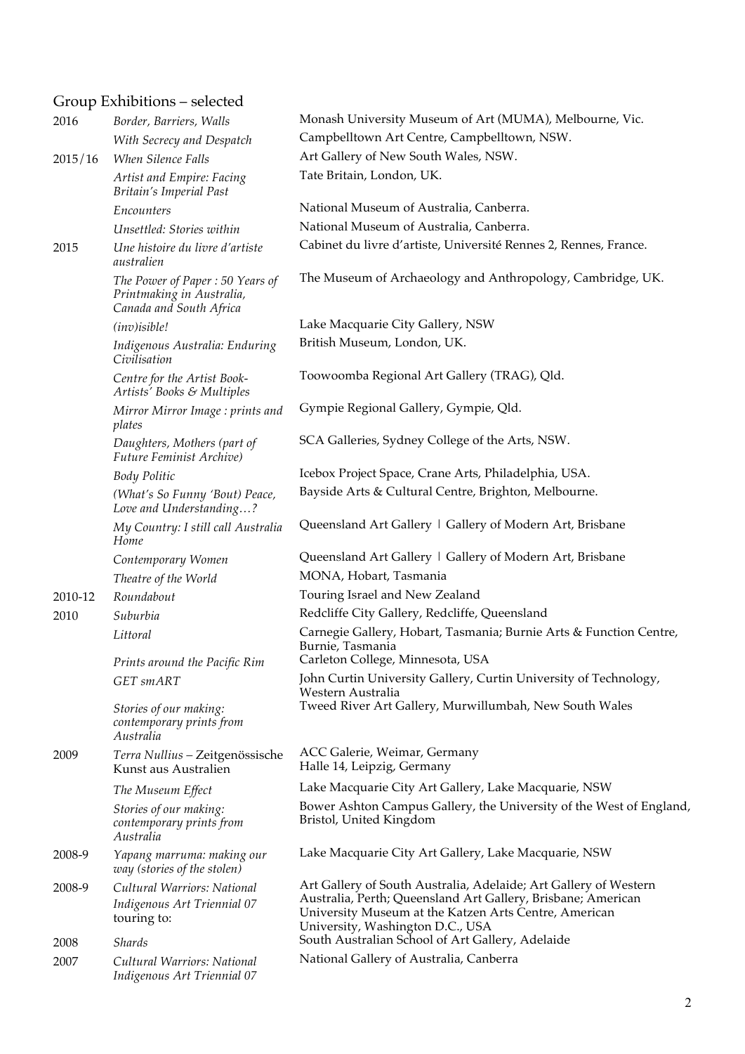## Group Exhibitions – selected

| | | |
|---|---|---|
| 2016 | *Border, Barriers, Walls* | Monash University Museum of Art (MUMA), Melbourne, Vic. |
| | *With Secrecy and Despatch* | Campbelltown Art Centre, Campbelltown, NSW. |
| 2015/16 | *When Silence Falls* | Art Gallery of New South Wales, NSW. |
| | *Artist and Empire: Facing Britain's Imperial Past* | Tate Britain, London, UK. |
| | *Encounters* | National Museum of Australia, Canberra. |
| | *Unsettled: Stories within* | National Museum of Australia, Canberra. |
| 2015 | *Une histoire du livre d'artiste australien* | Cabinet du livre d'artiste, Université Rennes 2, Rennes, France. |
| | *The Power of Paper : 50 Years of Printmaking in Australia, Canada and South Africa* | The Museum of Archaeology and Anthropology, Cambridge, UK. |
| | *(inv)isible!* | Lake Macquarie City Gallery, NSW |
| | *Indigenous Australia: Enduring Civilisation* | British Museum, London, UK. |
| | *Centre for the Artist Book- Artists' Books & Multiples* | Toowoomba Regional Art Gallery (TRAG), Qld. |
| | *Mirror Mirror Image : prints and plates* | Gympie Regional Gallery, Gympie, Qld. |
| | *Daughters, Mothers (part of Future Feminist Archive)* | SCA Galleries, Sydney College of the Arts, NSW. |
| | *Body Politic* | Icebox Project Space, Crane Arts, Philadelphia, USA. |
| | *(What's So Funny 'Bout) Peace, Love and Understanding…?* | Bayside Arts & Cultural Centre, Brighton, Melbourne. |
| | *My Country: I still call Australia Home* | Queensland Art Gallery \| Gallery of Modern Art, Brisbane |
| | *Contemporary Women* | Queensland Art Gallery \| Gallery of Modern Art, Brisbane |
| | *Theatre of the World* | MONA, Hobart, Tasmania |
| 2010-12 | *Roundabout* | Touring Israel and New Zealand |
| 2010 | *Suburbia* | Redcliffe City Gallery, Redcliffe, Queensland |
| | *Littoral* | Carnegie Gallery, Hobart, Tasmania; Burnie Arts & Function Centre, Burnie, Tasmania |
| | *Prints around the Pacific Rim* | Carleton College, Minnesota, USA |
| | *GET smART* | John Curtin University Gallery, Curtin University of Technology, Western Australia |
| | *Stories of our making: contemporary prints from Australia* | Tweed River Art Gallery, Murwillumbah, New South Wales |
| 2009 | *Terra Nullius* – Zeitgenössische Kunst aus Australien | ACC Galerie, Weimar, Germany<br>Halle 14, Leipzig, Germany |
| | *The Museum Effect* | Lake Macquarie City Art Gallery, Lake Macquarie, NSW |
| | *Stories of our making: contemporary prints from Australia* | Bower Ashton Campus Gallery, the University of the West of England, Bristol, United Kingdom |
| 2008-9 | *Yapang marruma: making our way (stories of the stolen)* | Lake Macquarie City Art Gallery, Lake Macquarie, NSW |
| 2008-9 | *Cultural Warriors: National Indigenous Art Triennial 07* touring to: | Art Gallery of South Australia, Adelaide; Art Gallery of Western Australia, Perth; Queensland Art Gallery, Brisbane; American University Museum at the Katzen Arts Centre, American University, Washington D.C., USA |
| 2008 | *Shards* | South Australian School of Art Gallery, Adelaide |
| 2007 | *Cultural Warriors: National Indigenous Art Triennial 07* | National Gallery of Australia, Canberra |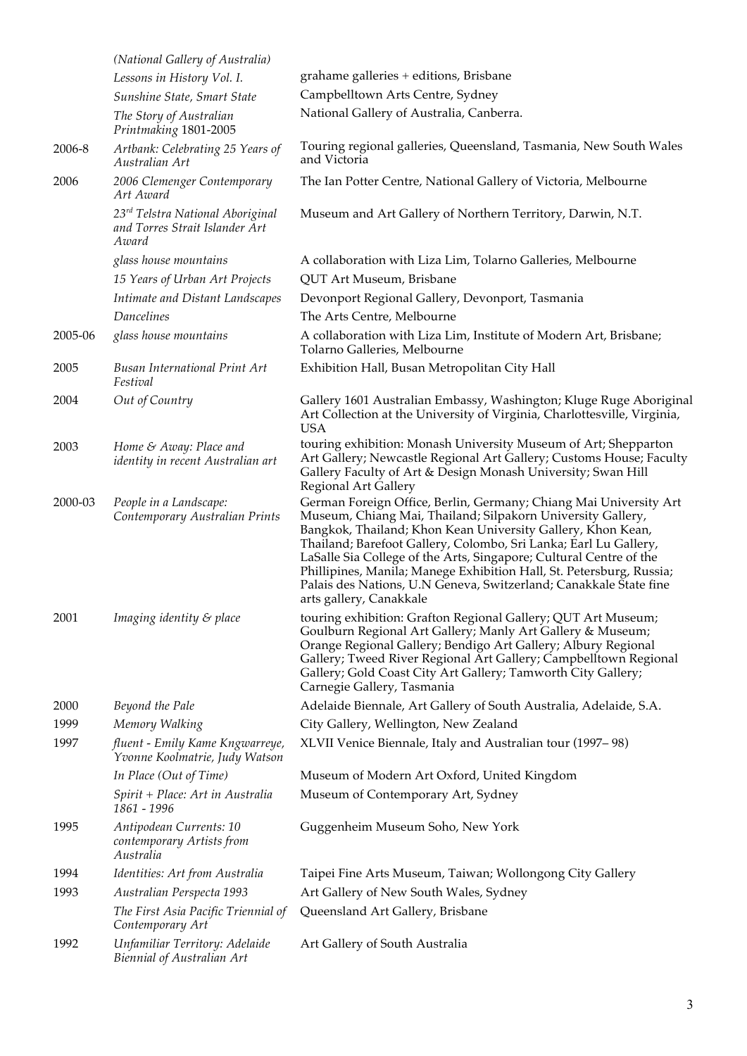| | | |
|---|---|---|
| | *(National Gallery of Australia)* | |
| | *Lessons in History Vol. I.* | grahame galleries + editions, Brisbane |
| | *Sunshine State, Smart State* | Campbelltown Arts Centre, Sydney |
| | *The Story of Australian Printmaking* 1801-2005 | National Gallery of Australia, Canberra. |
| 2006-8 | *Artbank: Celebrating 25 Years of Australian Art* | Touring regional galleries, Queensland, Tasmania, New South Wales and Victoria |
| 2006 | *2006 Clemenger Contemporary Art Award* | The Ian Potter Centre, National Gallery of Victoria, Melbourne |
| | *23rd Telstra National Aboriginal and Torres Strait Islander Art Award* | Museum and Art Gallery of Northern Territory, Darwin, N.T. |
| | *glass house mountains* | A collaboration with Liza Lim, Tolarno Galleries, Melbourne |
| | *15 Years of Urban Art Projects* | QUT Art Museum, Brisbane |
| | *Intimate and Distant Landscapes* | Devonport Regional Gallery, Devonport, Tasmania |
| | *Dancelines* | The Arts Centre, Melbourne |
| 2005-06 | *glass house mountains* | A collaboration with Liza Lim, Institute of Modern Art, Brisbane; Tolarno Galleries, Melbourne |
| 2005 | *Busan International Print Art Festival* | Exhibition Hall, Busan Metropolitan City Hall |
| 2004 | *Out of Country* | Gallery 1601 Australian Embassy, Washington; Kluge Ruge Aboriginal Art Collection at the University of Virginia, Charlottesville, Virginia, USA |
| 2003 | *Home & Away: Place and identity in recent Australian art* | touring exhibition: Monash University Museum of Art; Shepparton Art Gallery; Newcastle Regional Art Gallery; Customs House; Faculty Gallery Faculty of Art & Design Monash University; Swan Hill Regional Art Gallery |
| 2000-03 | *People in a Landscape: Contemporary Australian Prints* | German Foreign Office, Berlin, Germany; Chiang Mai University Art Museum, Chiang Mai, Thailand; Silpakorn University Gallery, Bangkok, Thailand; Khon Kean University Gallery, Khon Kean, Thailand; Barefoot Gallery, Colombo, Sri Lanka; Earl Lu Gallery, LaSalle Sia College of the Arts, Singapore; Cultural Centre of the Phillipines, Manila; Manege Exhibition Hall, St. Petersburg, Russia; Palais des Nations, U.N Geneva, Switzerland; Canakkale State fine arts gallery, Canakkale |
| 2001 | *Imaging identity & place* | touring exhibition: Grafton Regional Gallery; QUT Art Museum; Goulburn Regional Art Gallery; Manly Art Gallery & Museum; Orange Regional Gallery; Bendigo Art Gallery; Albury Regional Gallery; Tweed River Regional Art Gallery; Campbelltown Regional Gallery; Gold Coast City Art Gallery; Tamworth City Gallery; Carnegie Gallery, Tasmania |
| 2000 | *Beyond the Pale* | Adelaide Biennale, Art Gallery of South Australia, Adelaide, S.A. |
| 1999 | *Memory Walking* | City Gallery, Wellington, New Zealand |
| 1997 | *fluent - Emily Kame Kngwarreye, Yvonne Koolmatrie, Judy Watson* | XLVII Venice Biennale, Italy and Australian tour (1997– 98) |
| | *In Place (Out of Time)* | Museum of Modern Art Oxford, United Kingdom |
| | *Spirit + Place: Art in Australia 1861 - 1996* | Museum of Contemporary Art, Sydney |
| 1995 | *Antipodean Currents: 10 contemporary Artists from Australia* | Guggenheim Museum Soho, New York |
| 1994 | *Identities: Art from Australia* | Taipei Fine Arts Museum, Taiwan; Wollongong City Gallery |
| 1993 | *Australian Perspecta 1993* | Art Gallery of New South Wales, Sydney |
| | *The First Asia Pacific Triennial of Contemporary Art* | Queensland Art Gallery, Brisbane |
| 1992 | *Unfamiliar Territory: Adelaide Biennial of Australian Art* | Art Gallery of South Australia |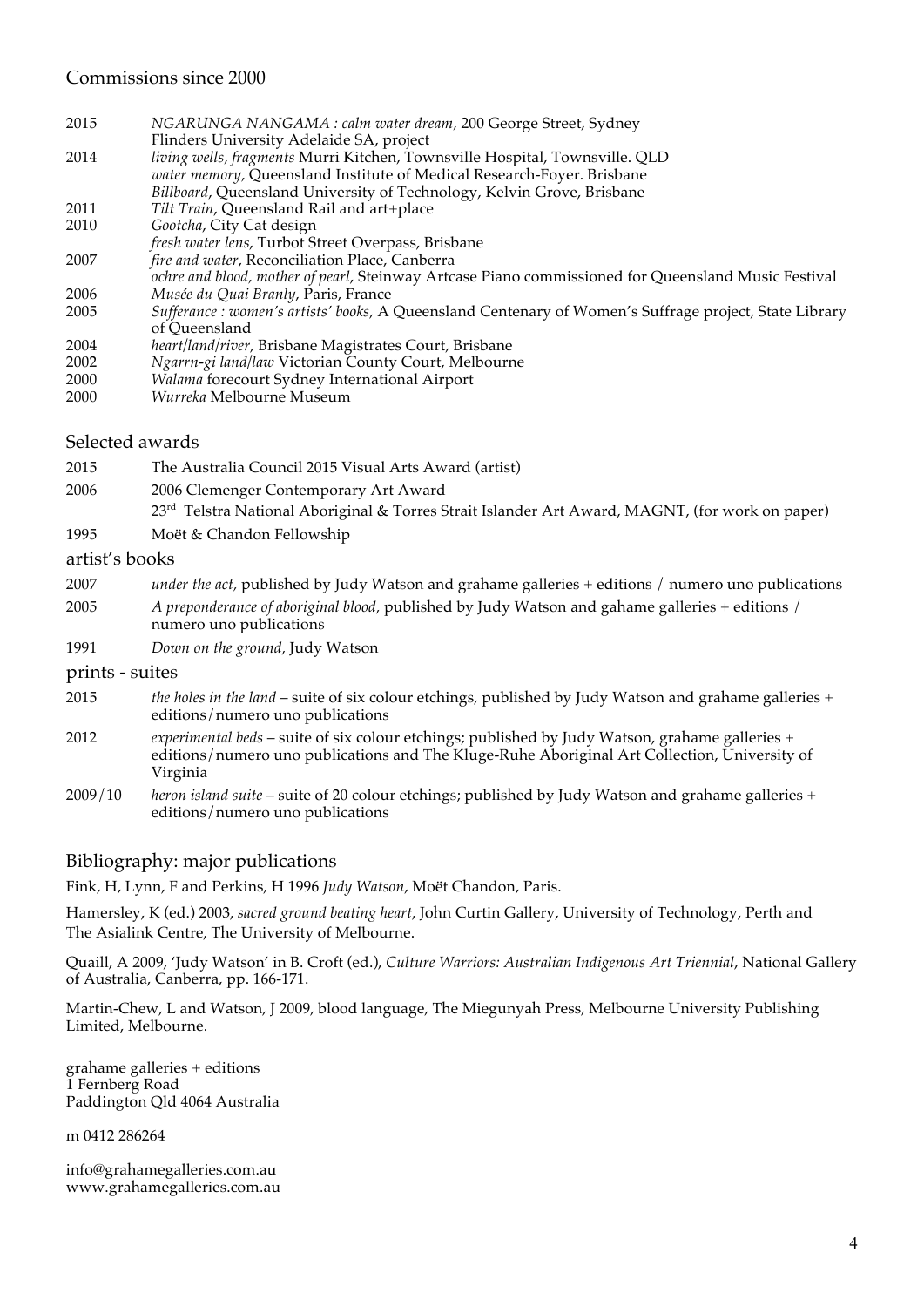## Commissions since 2000

| | |
|---|---|
| 2015 | *NGARUNGA NANGAMA : calm water dream,* 200 George Street, Sydney |
| | Flinders University Adelaide SA, project |
| 2014 | *living wells, fragments* Murri Kitchen, Townsville Hospital, Townsville. QLD |
| | *water memory*, Queensland Institute of Medical Research-Foyer. Brisbane |
| | *Billboard*, Queensland University of Technology, Kelvin Grove, Brisbane |
| 2011 | *Tilt Train*, Queensland Rail and art+place |
| 2010 | *Gootcha*, City Cat design |
| | *fresh water lens*, Turbot Street Overpass, Brisbane |
| 2007 | *fire and water*, Reconciliation Place, Canberra |
| | *ochre and blood, mother of pearl*, Steinway Artcase Piano commissioned for Queensland Music Festival |
| 2006 | *Musée du Quai Branly*, Paris, France |
| 2005 | *Sufferance : women's artists' books*, A Queensland Centenary of Women's Suffrage project, State Library of Queensland |
| 2004 | *heart/land/river*, Brisbane Magistrates Court, Brisbane |
| 2002 | *Ngarrn-gi land/law* Victorian County Court, Melbourne |
| 2000 | *Walama* forecourt Sydney International Airport |
| 2000 | *Wurreka* Melbourne Museum |

## Selected awards

| | |
|---|---|
| 2015 | The Australia Council 2015 Visual Arts Award (artist) |
| 2006 | 2006 Clemenger Contemporary Art Award |
| | 23rd Telstra National Aboriginal & Torres Strait Islander Art Award, MAGNT, (for work on paper) |
| 1995 | Moët & Chandon Fellowship |

## artist's books

| | |
|---|---|
| 2007 | *under the act*, published by Judy Watson and grahame galleries + editions / numero uno publications |
| 2005 | *A preponderance of aboriginal blood*, published by Judy Watson and gahame galleries + editions / numero uno publications |
| 1991 | *Down on the ground*, Judy Watson |

## prints - suites

| | |
|---|---|
| 2015 | *the holes in the land* – suite of six colour etchings, published by Judy Watson and grahame galleries + editions/numero uno publications |
| 2012 | *experimental beds* – suite of six colour etchings; published by Judy Watson, grahame galleries + editions/numero uno publications and The Kluge-Ruhe Aboriginal Art Collection, University of Virginia |
| 2009/10 | *heron island suite* – suite of 20 colour etchings; published by Judy Watson and grahame galleries + editions/numero uno publications |

## Bibliography: major publications

Fink, H, Lynn, F and Perkins, H 1996 *Judy Watson*, Moët Chandon, Paris.

Hamersley, K (ed.) 2003, *sacred ground beating heart*, John Curtin Gallery, University of Technology, Perth and The Asialink Centre, The University of Melbourne.

Quaill, A 2009, 'Judy Watson' in B. Croft (ed.), *Culture Warriors: Australian Indigenous Art Triennial*, National Gallery of Australia, Canberra, pp. 166-171.

Martin-Chew, L and Watson, J 2009, blood language, The Miegunyah Press, Melbourne University Publishing Limited, Melbourne.

grahame galleries + editions
1 Fernberg Road
Paddington Qld 4064 Australia

m 0412 286264

info@grahamegalleries.com.au
www.grahamegalleries.com.au